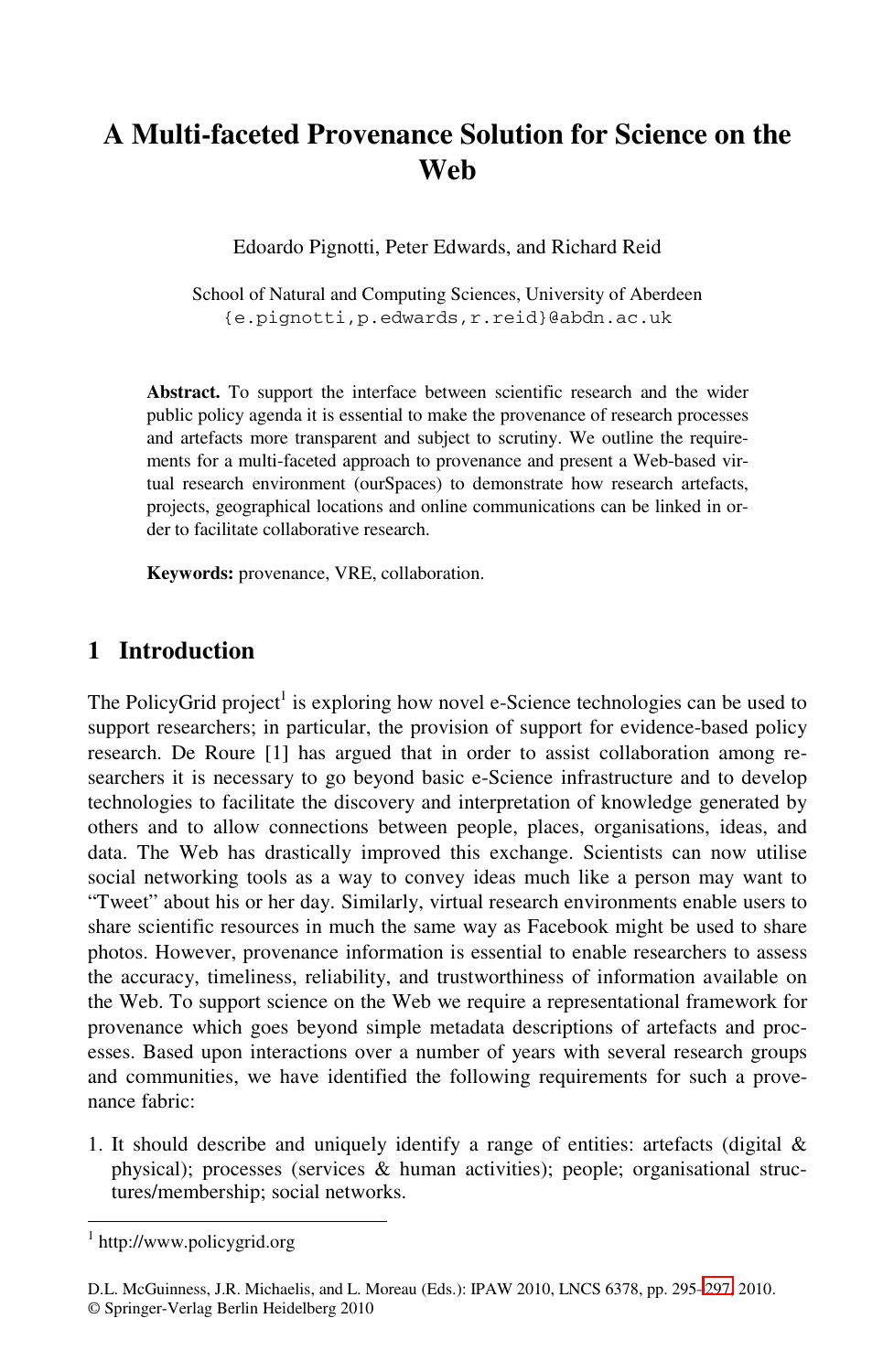# A Multi-faceted Provenance Solution for Science on the Web

Edoardo Pignotti, Peter Edwards, and Richard Reid

School of Natural and Computing Sciences, University of Aberdeen
{e.pignotti,p.edwards,r.reid}@abdn.ac.uk

**Abstract.** To support the interface between scientific research and the wider public policy agenda it is essential to make the provenance of research processes and artefacts more transparent and subject to scrutiny. We outline the requirements for a multi-faceted approach to provenance and present a Web-based virtual research environment (ourSpaces) to demonstrate how research artefacts, projects, geographical locations and online communications can be linked in order to facilitate collaborative research.

**Keywords:** provenance, VRE, collaboration.

## 1 Introduction

The PolicyGrid project[1] is exploring how novel e-Science technologies can be used to support researchers; in particular, the provision of support for evidence-based policy research. De Roure [1] has argued that in order to assist collaboration among researchers it is necessary to go beyond basic e-Science infrastructure and to develop technologies to facilitate the discovery and interpretation of knowledge generated by others and to allow connections between people, places, organisations, ideas, and data. The Web has drastically improved this exchange. Scientists can now utilise social networking tools as a way to convey ideas much like a person may want to "Tweet" about his or her day. Similarly, virtual research environments enable users to share scientific resources in much the same way as Facebook might be used to share photos. However, provenance information is essential to enable researchers to assess the accuracy, timeliness, reliability, and trustworthiness of information available on the Web. To support science on the Web we require a representational framework for provenance which goes beyond simple metadata descriptions of artefacts and processes. Based upon interactions over a number of years with several research groups and communities, we have identified the following requirements for such a provenance fabric:

1. It should describe and uniquely identify a range of entities: artefacts (digital & physical); processes (services & human activities); people; organisational structures/membership; social networks.

[1] http://www.policygrid.org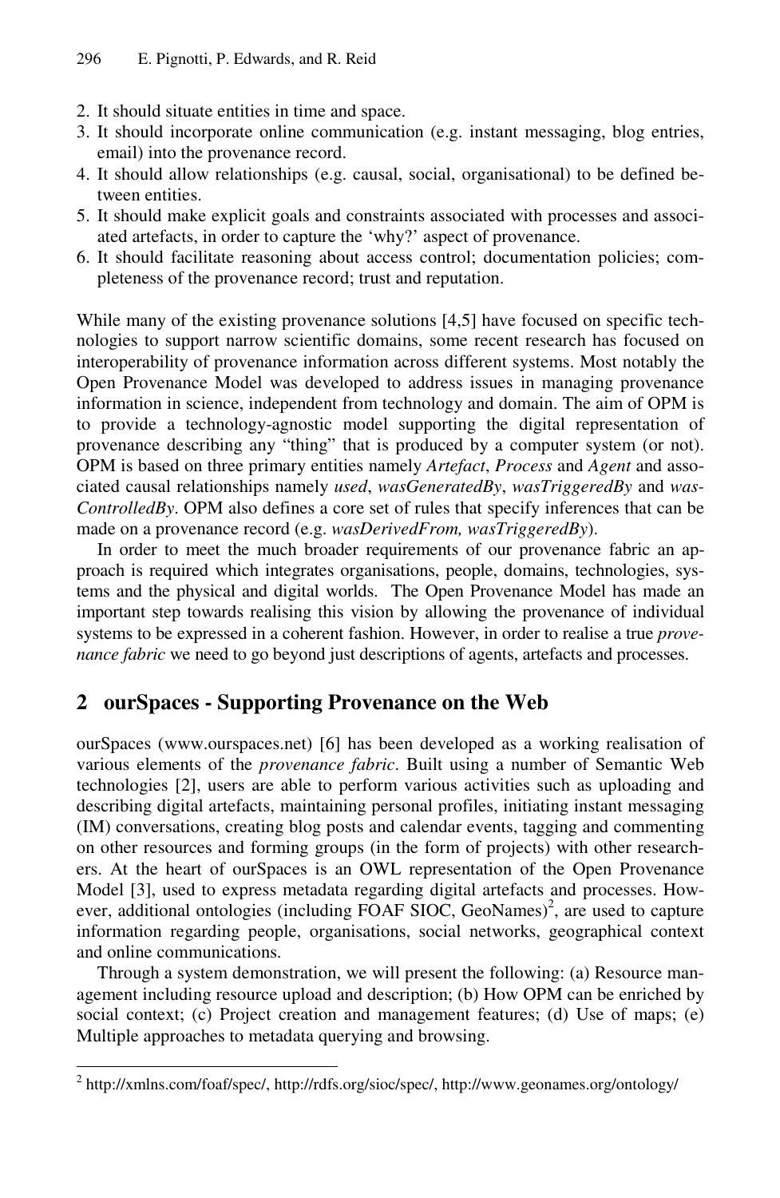2. It should situate entities in time and space.
3. It should incorporate online communication (e.g. instant messaging, blog entries, email) into the provenance record.
4. It should allow relationships (e.g. causal, social, organisational) to be defined between entities.
5. It should make explicit goals and constraints associated with processes and associated artefacts, in order to capture the 'why?' aspect of provenance.
6. It should facilitate reasoning about access control; documentation policies; completeness of the provenance record; trust and reputation.

While many of the existing provenance solutions [4,5] have focused on specific technologies to support narrow scientific domains, some recent research has focused on interoperability of provenance information across different systems. Most notably the Open Provenance Model was developed to address issues in managing provenance information in science, independent from technology and domain. The aim of OPM is to provide a technology-agnostic model supporting the digital representation of provenance describing any "thing" that is produced by a computer system (or not). OPM is based on three primary entities namely *Artefact*, *Process* and *Agent* and associated causal relationships namely *used*, *wasGeneratedBy*, *wasTriggeredBy* and *wasControlledBy*. OPM also defines a core set of rules that specify inferences that can be made on a provenance record (e.g. *wasDerivedFrom, wasTriggeredBy*).

In order to meet the much broader requirements of our provenance fabric an approach is required which integrates organisations, people, domains, technologies, systems and the physical and digital worlds. The Open Provenance Model has made an important step towards realising this vision by allowing the provenance of individual systems to be expressed in a coherent fashion. However, in order to realise a true *provenance fabric* we need to go beyond just descriptions of agents, artefacts and processes.

## 2 ourSpaces - Supporting Provenance on the Web

ourSpaces (www.ourspaces.net) [6] has been developed as a working realisation of various elements of the *provenance fabric*. Built using a number of Semantic Web technologies [2], users are able to perform various activities such as uploading and describing digital artefacts, maintaining personal profiles, initiating instant messaging (IM) conversations, creating blog posts and calendar events, tagging and commenting on other resources and forming groups (in the form of projects) with other researchers. At the heart of ourSpaces is an OWL representation of the Open Provenance Model [3], used to express metadata regarding digital artefacts and processes. However, additional ontologies (including FOAF SIOC, GeoNames)[2], are used to capture information regarding people, organisations, social networks, geographical context and online communications.

Through a system demonstration, we will present the following: (a) Resource management including resource upload and description; (b) How OPM can be enriched by social context; (c) Project creation and management features; (d) Use of maps; (e) Multiple approaches to metadata querying and browsing.

[2] http://xmlns.com/foaf/spec/, http://rdfs.org/sioc/spec/, http://www.geonames.org/ontology/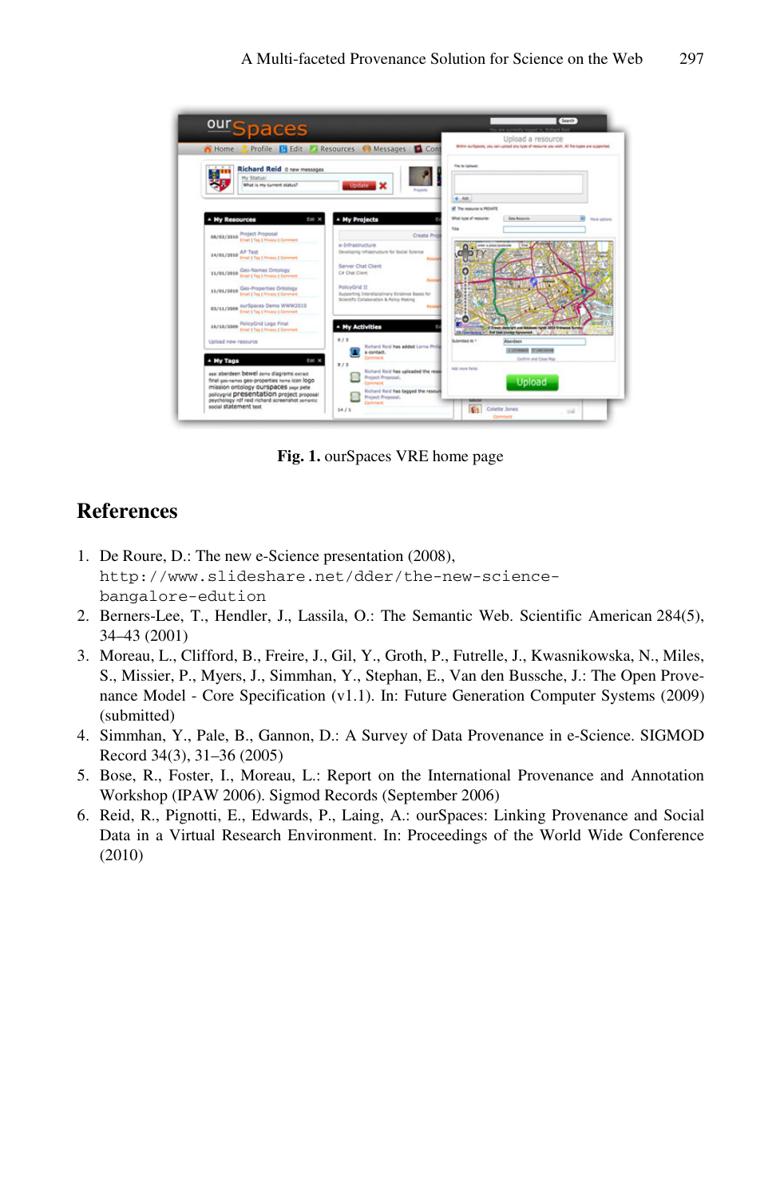Fig. 1. ourSpaces VRE home page

## References

1. De Roure, D.: The new e-Science presentation (2008), http://www.slideshare.net/dder/the-new-science-bangalore-edution
2. Berners-Lee, T., Hendler, J., Lassila, O.: The Semantic Web. Scientific American 284(5), 34–43 (2001)
3. Moreau, L., Clifford, B., Freire, J., Gil, Y., Groth, P., Futrelle, J., Kwasnikowska, N., Miles, S., Missier, P., Myers, J., Simmhan, Y., Stephan, E., Van den Bussche, J.: The Open Provenance Model - Core Specification (v1.1). In: Future Generation Computer Systems (2009) (submitted)
4. Simmhan, Y., Pale, B., Gannon, D.: A Survey of Data Provenance in e-Science. SIGMOD Record 34(3), 31–36 (2005)
5. Bose, R., Foster, I., Moreau, L.: Report on the International Provenance and Annotation Workshop (IPAW 2006). Sigmod Records (September 2006)
6. Reid, R., Pignotti, E., Edwards, P., Laing, A.: ourSpaces: Linking Provenance and Social Data in a Virtual Research Environment. In: Proceedings of the World Wide Conference (2010)